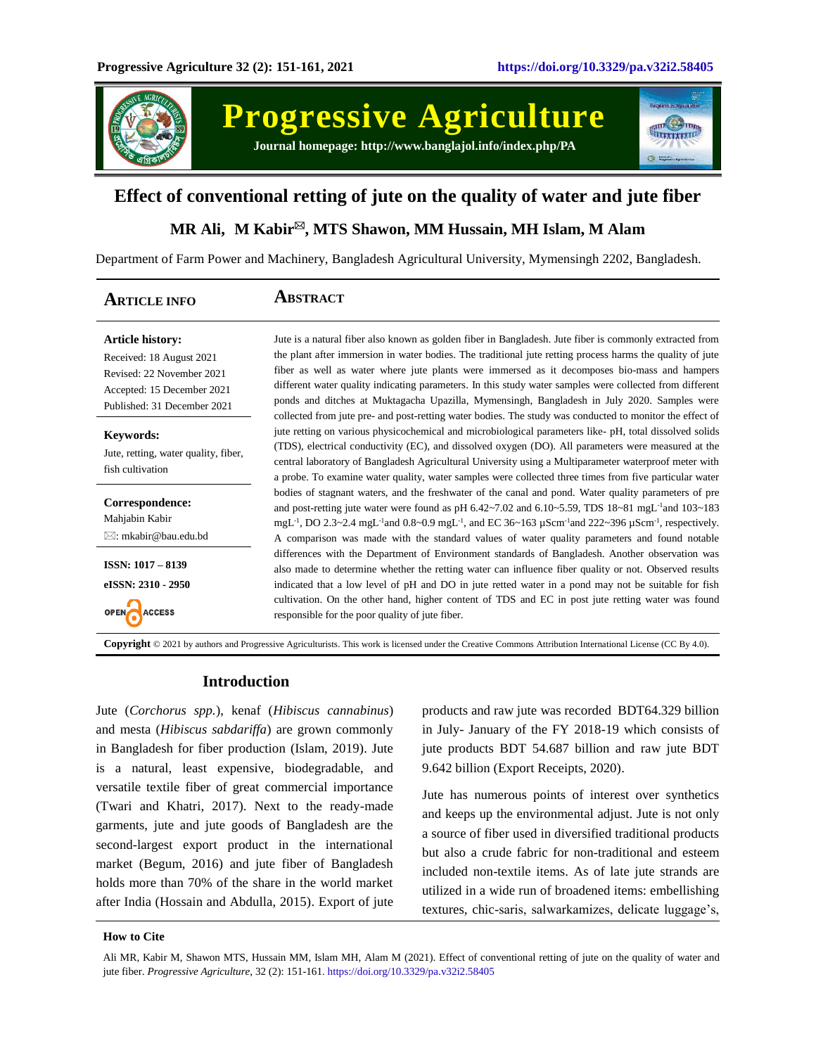# Effect of conventional retting of jute on the quality of water and jute fiber

**MR Ali, M Kabir✉, MTS Shawon, MM Hussain, MH Islam, M Alam**

Department of Farm Power and Machinery, Bangladesh Agricultural University, Mymensingh 2202, Bangladesh.

## Article Info

**Article history:**
Received: 18 August 2021
Revised: 22 November 2021
Accepted: 15 December 2021
Published: 31 December 2021

**Keywords:**
Jute, retting, water quality, fiber, fish cultivation

**Correspondence:**
Mahjabin Kabir
✉: mkabir@bau.edu.bd

**ISSN: 1017 – 8139**
**eISSN: 2310 - 2950**

OPEN ACCESS

## Abstract

Jute is a natural fiber also known as golden fiber in Bangladesh. Jute fiber is commonly extracted from the plant after immersion in water bodies. The traditional jute retting process harms the quality of jute fiber as well as water where jute plants were immersed as it decomposes bio-mass and hampers different water quality indicating parameters. In this study water samples were collected from different ponds and ditches at Muktagacha Upazilla, Mymensingh, Bangladesh in July 2020. Samples were collected from jute pre- and post-retting water bodies. The study was conducted to monitor the effect of jute retting on various physicochemical and microbiological parameters like- pH, total dissolved solids (TDS), electrical conductivity (EC), and dissolved oxygen (DO). All parameters were measured at the central laboratory of Bangladesh Agricultural University using a Multiparameter waterproof meter with a probe. To examine water quality, water samples were collected three times from five particular water bodies of stagnant waters, and the freshwater of the canal and pond. Water quality parameters of pre and post-retting jute water were found as pH 6.42~7.02 and 6.10~5.59, TDS 18~81 $mgL^{-1}$ and 103~183 $mgL^{-1}$, DO 2.3~2.4 $mgL^{-1}$ and 0.8~0.9 $mgL^{-1}$, and EC 36~163 $\mu Scm^{-1}$ and 222~396 $\mu Scm^{-1}$, respectively. A comparison was made with the standard values of water quality parameters and found notable differences with the Department of Environment standards of Bangladesh. Another observation was also made to determine whether the retting water can influence fiber quality or not. Observed results indicated that a low level of pH and DO in jute retted water in a pond may not be suitable for fish cultivation. On the other hand, higher content of TDS and EC in post jute retting water was found responsible for the poor quality of jute fiber.

**Copyright** © 2021 by authors and Progressive Agriculturists. This work is licensed under the Creative Commons Attribution International License (CC By 4.0).

## Introduction

Jute (*Corchorus spp.*), kenaf (*Hibiscus cannabinus*) and mesta (*Hibiscus sabdariffa*) are grown commonly in Bangladesh for fiber production (Islam, 2019). Jute is a natural, least expensive, biodegradable, and versatile textile fiber of great commercial importance (Twari and Khatri, 2017). Next to the ready-made garments, jute and jute goods of Bangladesh are the second-largest export product in the international market (Begum, 2016) and jute fiber of Bangladesh holds more than 70% of the share in the world market after India (Hossain and Abdulla, 2015). Export of jute products and raw jute was recorded BDT64.329 billion in July- January of the FY 2018-19 which consists of jute products BDT 54.687 billion and raw jute BDT 9.642 billion (Export Receipts, 2020).

Jute has numerous points of interest over synthetics and keeps up the environmental adjust. Jute is not only a source of fiber used in diversified traditional products but also a crude fabric for non-textile and esteem included non-textile items. As of late jute strands are utilized in a wide run of broadened items: embellishing textures, chic-saris, salwarkamizes, delicate luggage's,

**How to Cite**

Ali MR, Kabir M, Shawon MTS, Hussain MM, Islam MH, Alam M (2021). Effect of conventional retting of jute on the quality of water and jute fiber. *Progressive Agriculture*, 32 (2): 151-161. https://doi.org/10.3329/pa.v32i2.58405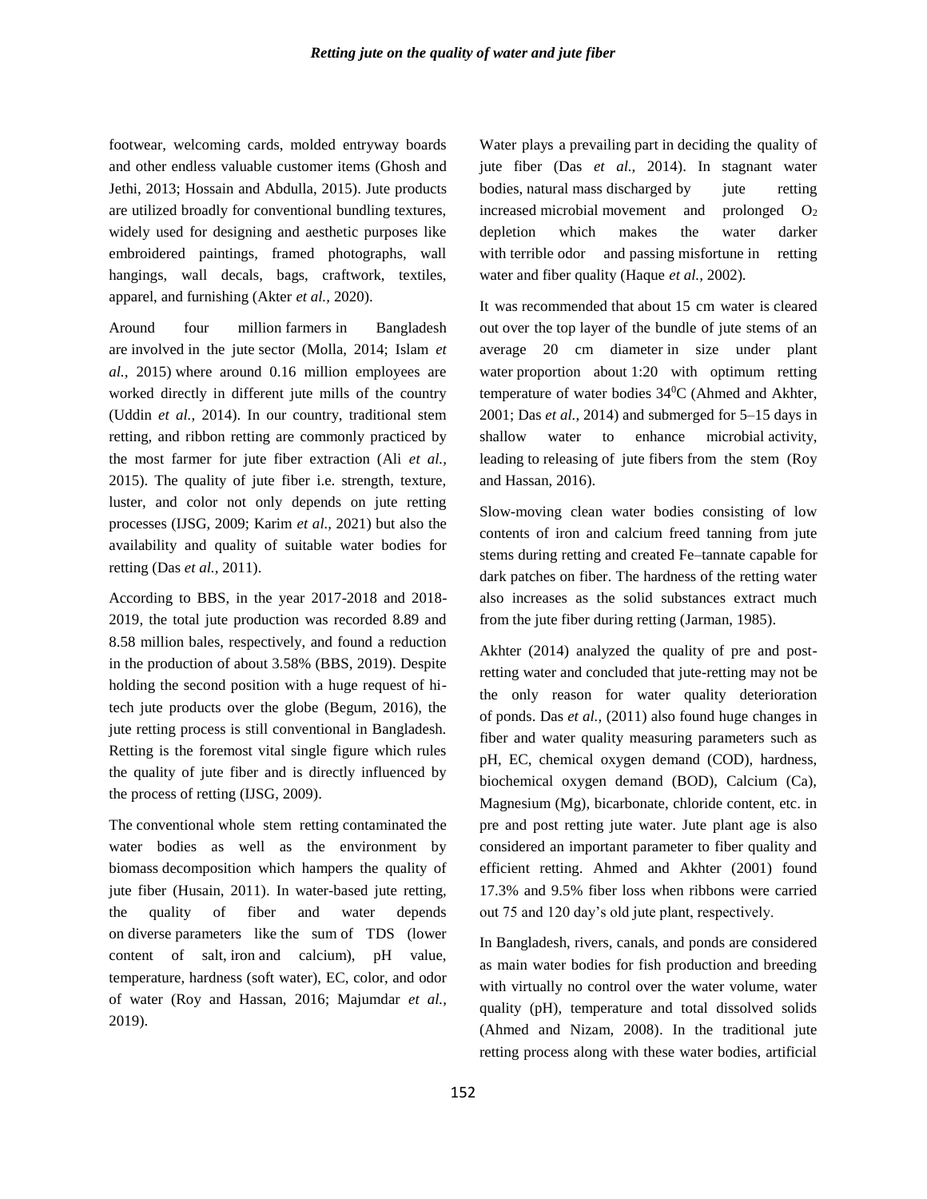footwear, welcoming cards, molded entryway boards and other endless valuable customer items (Ghosh and Jethi, 2013; Hossain and Abdulla, 2015). Jute products are utilized broadly for conventional bundling textures, widely used for designing and aesthetic purposes like embroidered paintings, framed photographs, wall hangings, wall decals, bags, craftwork, textiles, apparel, and furnishing (Akter *et al.,* 2020).

Around four million farmers in Bangladesh are involved in the jute sector (Molla, 2014; Islam *et al.,* 2015) where around 0.16 million employees are worked directly in different jute mills of the country (Uddin *et al.,* 2014). In our country, traditional stem retting, and ribbon retting are commonly practiced by the most farmer for jute fiber extraction (Ali *et al.,* 2015). The quality of jute fiber i.e. strength, texture, luster, and color not only depends on jute retting processes (IJSG, 2009; Karim *et al.,* 2021) but also the availability and quality of suitable water bodies for retting (Das *et al.,* 2011).

According to BBS, in the year 2017-2018 and 2018-2019, the total jute production was recorded 8.89 and 8.58 million bales, respectively, and found a reduction in the production of about 3.58% (BBS, 2019). Despite holding the second position with a huge request of hi-tech jute products over the globe (Begum, 2016), the jute retting process is still conventional in Bangladesh. Retting is the foremost vital single figure which rules the quality of jute fiber and is directly influenced by the process of retting (IJSG, 2009).

The conventional whole stem retting contaminated the water bodies as well as the environment by biomass decomposition which hampers the quality of jute fiber (Husain, 2011). In water-based jute retting, the quality of fiber and water depends on diverse parameters like the sum of TDS (lower content of salt, iron and calcium), pH value, temperature, hardness (soft water), EC, color, and odor of water (Roy and Hassan, 2016; Majumdar *et al.,* 2019).

Water plays a prevailing part in deciding the quality of jute fiber (Das *et al.,* 2014). In stagnant water bodies, natural mass discharged by jute retting increased microbial movement and prolonged $O_2$ depletion which makes the water darker with terrible odor and passing misfortune in retting water and fiber quality (Haque *et al.,* 2002).

It was recommended that about 15 cm water is cleared out over the top layer of the bundle of jute stems of an average 20 cm diameter in size under plant water proportion about 1:20 with optimum retting temperature of water bodies 34$^0$C (Ahmed and Akhter, 2001; Das *et al.,* 2014) and submerged for 5–15 days in shallow water to enhance microbial activity, leading to releasing of jute fibers from the stem (Roy and Hassan, 2016).

Slow-moving clean water bodies consisting of low contents of iron and calcium freed tanning from jute stems during retting and created Fe–tannate capable for dark patches on fiber. The hardness of the retting water also increases as the solid substances extract much from the jute fiber during retting (Jarman, 1985).

Akhter (2014) analyzed the quality of pre and post-retting water and concluded that jute-retting may not be the only reason for water quality deterioration of ponds. Das *et al.,* (2011) also found huge changes in fiber and water quality measuring parameters such as pH, EC, chemical oxygen demand (COD), hardness, biochemical oxygen demand (BOD), Calcium (Ca), Magnesium (Mg), bicarbonate, chloride content, etc. in pre and post retting jute water. Jute plant age is also considered an important parameter to fiber quality and efficient retting. Ahmed and Akhter (2001) found 17.3% and 9.5% fiber loss when ribbons were carried out 75 and 120 day's old jute plant, respectively.

In Bangladesh, rivers, canals, and ponds are considered as main water bodies for fish production and breeding with virtually no control over the water volume, water quality (pH), temperature and total dissolved solids (Ahmed and Nizam, 2008). In the traditional jute retting process along with these water bodies, artificial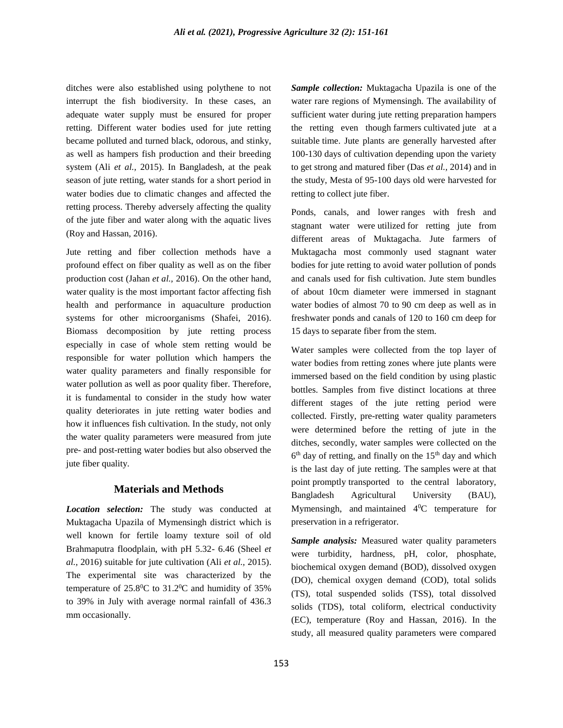ditches were also established using polythene to not interrupt the fish biodiversity. In these cases, an adequate water supply must be ensured for proper retting. Different water bodies used for jute retting became polluted and turned black, odorous, and stinky, as well as hampers fish production and their breeding system (Ali *et al.,* 2015). In Bangladesh, at the peak season of jute retting, water stands for a short period in water bodies due to climatic changes and affected the retting process. Thereby adversely affecting the quality of the jute fiber and water along with the aquatic lives (Roy and Hassan, 2016).

Jute retting and fiber collection methods have a profound effect on fiber quality as well as on the fiber production cost (Jahan *et al.,* 2016). On the other hand, water quality is the most important factor affecting fish health and performance in aquaculture production systems for other microorganisms (Shafei, 2016). Biomass decomposition by jute retting process especially in case of whole stem retting would be responsible for water pollution which hampers the water quality parameters and finally responsible for water pollution as well as poor quality fiber. Therefore, it is fundamental to consider in the study how water quality deteriorates in jute retting water bodies and how it influences fish cultivation. In the study, not only the water quality parameters were measured from jute pre- and post-retting water bodies but also observed the jute fiber quality.

## Materials and Methods

***Location selection:*** The study was conducted at Muktagacha Upazila of Mymensingh district which is well known for fertile loamy texture soil of old Brahmaputra floodplain, with pH 5.32- 6.46 (Sheel *et al.,* 2016) suitable for jute cultivation (Ali *et al.,* 2015). The experimental site was characterized by the temperature of $25.8^0$C to $31.2^0$C and humidity of 35% to 39% in July with average normal rainfall of 436.3 mm occasionally.

***Sample collection:*** Muktagacha Upazila is one of the water rare regions of Mymensingh. The availability of sufficient water during jute retting preparation hampers the retting even though farmers cultivated jute at a suitable time. Jute plants are generally harvested after 100-130 days of cultivation depending upon the variety to get strong and matured fiber (Das *et al.,* 2014) and in the study, Mesta of 95-100 days old were harvested for retting to collect jute fiber.

Ponds, canals, and lower ranges with fresh and stagnant water were utilized for retting jute from different areas of Muktagacha. Jute farmers of Muktagacha most commonly used stagnant water bodies for jute retting to avoid water pollution of ponds and canals used for fish cultivation. Jute stem bundles of about 10cm diameter were immersed in stagnant water bodies of almost 70 to 90 cm deep as well as in freshwater ponds and canals of 120 to 160 cm deep for 15 days to separate fiber from the stem.

Water samples were collected from the top layer of water bodies from retting zones where jute plants were immersed based on the field condition by using plastic bottles. Samples from five distinct locations at three different stages of the jute retting period were collected. Firstly, pre-retting water quality parameters were determined before the retting of jute in the ditches, secondly, water samples were collected on the $6^{th}$ day of retting, and finally on the $15^{th}$ day and which is the last day of jute retting. The samples were at that point promptly transported to the central laboratory, Bangladesh Agricultural University (BAU), Mymensingh, and maintained $4^0$C temperature for preservation in a refrigerator.

***Sample analysis:*** Measured water quality parameters were turbidity, hardness, pH, color, phosphate, biochemical oxygen demand (BOD), dissolved oxygen (DO), chemical oxygen demand (COD), total solids (TS), total suspended solids (TSS), total dissolved solids (TDS), total coliform, electrical conductivity (EC), temperature (Roy and Hassan, 2016). In the study, all measured quality parameters were compared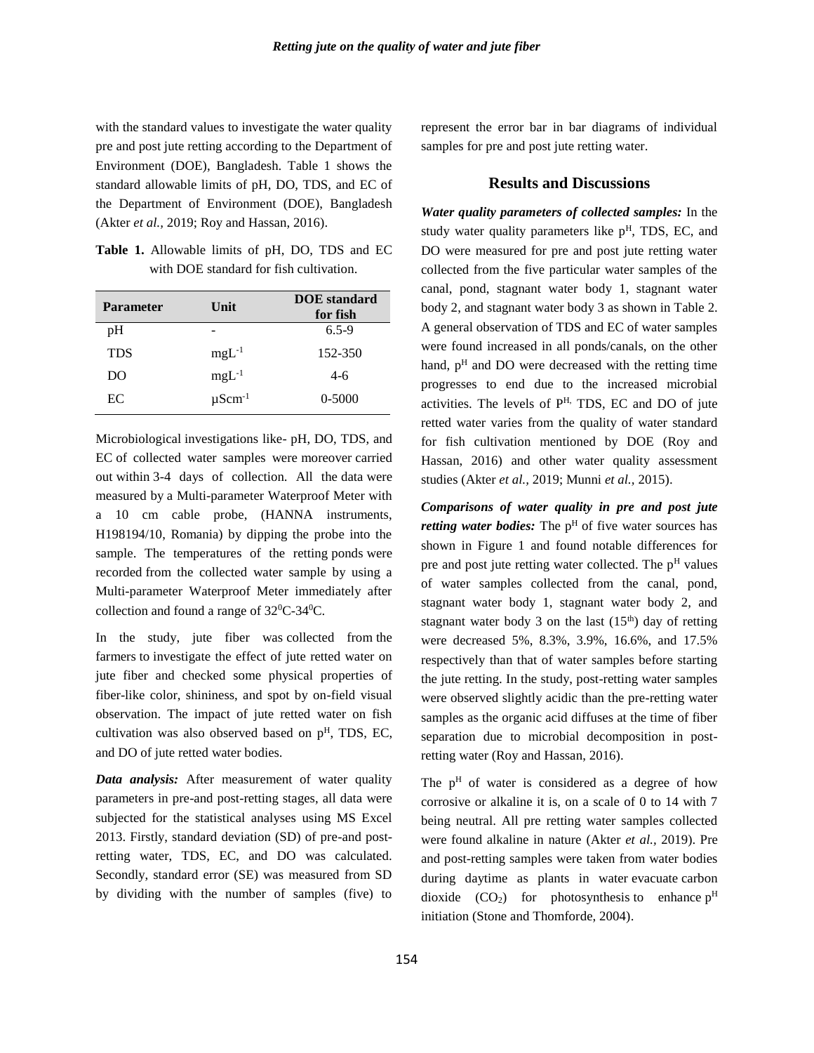with the standard values to investigate the water quality pre and post jute retting according to the Department of Environment (DOE), Bangladesh. Table 1 shows the standard allowable limits of pH, DO, TDS, and EC of the Department of Environment (DOE), Bangladesh (Akter *et al.,* 2019; Roy and Hassan, 2016).

**Table 1.** Allowable limits of pH, DO, TDS and EC with DOE standard for fish cultivation.

| Parameter | Unit | DOE standard for fish |
|---|---|---|
| pH | - | 6.5-9 |
| TDS | $mgL^{-1}$ | 152-350 |
| DO | $mgL^{-1}$ | 4-6 |
| EC | $\mu Scm^{-1}$ | 0-5000 |

Microbiological investigations like- pH, DO, TDS, and EC of collected water samples were moreover carried out within 3-4 days of collection. All the data were measured by a Multi-parameter Waterproof Meter with a 10 cm cable probe, (HANNA instruments, H198194/10, Romania) by dipping the probe into the sample. The temperatures of the retting ponds were recorded from the collected water sample by using a Multi-parameter Waterproof Meter immediately after collection and found a range of $32^0$C-$34^0$C.

In the study, jute fiber was collected from the farmers to investigate the effect of jute retted water on jute fiber and checked some physical properties of fiber-like color, shininess, and spot by on-field visual observation. The impact of jute retted water on fish cultivation was also observed based on $p^H$, TDS, EC, and DO of jute retted water bodies.

***Data analysis:*** After measurement of water quality parameters in pre-and post-retting stages, all data were subjected for the statistical analyses using MS Excel 2013. Firstly, standard deviation (SD) of pre-and post-retting water, TDS, EC, and DO was calculated. Secondly, standard error (SE) was measured from SD by dividing with the number of samples (five) to represent the error bar in bar diagrams of individual samples for pre and post jute retting water.

## Results and Discussions

***Water quality parameters of collected samples:*** In the study water quality parameters like $p^H$, TDS, EC, and DO were measured for pre and post jute retting water collected from the five particular water samples of the canal, pond, stagnant water body 1, stagnant water body 2, and stagnant water body 3 as shown in Table 2. A general observation of TDS and EC of water samples were found increased in all ponds/canals, on the other hand, $p^H$ and DO were decreased with the retting time progresses to end due to the increased microbial activities. The levels of $P^{H,}$ TDS, EC and DO of jute retted water varies from the quality of water standard for fish cultivation mentioned by DOE (Roy and Hassan, 2016) and other water quality assessment studies (Akter *et al.,* 2019; Munni *et al.,* 2015).

***Comparisons of water quality in pre and post jute retting water bodies:*** The $p^H$ of five water sources has shown in Figure 1 and found notable differences for pre and post jute retting water collected. The $p^H$ values of water samples collected from the canal, pond, stagnant water body 1, stagnant water body 2, and stagnant water body 3 on the last ($15^{th}$) day of retting were decreased 5%, 8.3%, 3.9%, 16.6%, and 17.5% respectively than that of water samples before starting the jute retting. In the study, post-retting water samples were observed slightly acidic than the pre-retting water samples as the organic acid diffuses at the time of fiber separation due to microbial decomposition in post-retting water (Roy and Hassan, 2016).

The $p^H$ of water is considered as a degree of how corrosive or alkaline it is, on a scale of 0 to 14 with 7 being neutral. All pre retting water samples collected were found alkaline in nature (Akter *et al.,* 2019). Pre and post-retting samples were taken from water bodies during daytime as plants in water evacuate carbon dioxide ($CO_2$) for photosynthesis to enhance $p^H$ initiation (Stone and Thomforde, 2004).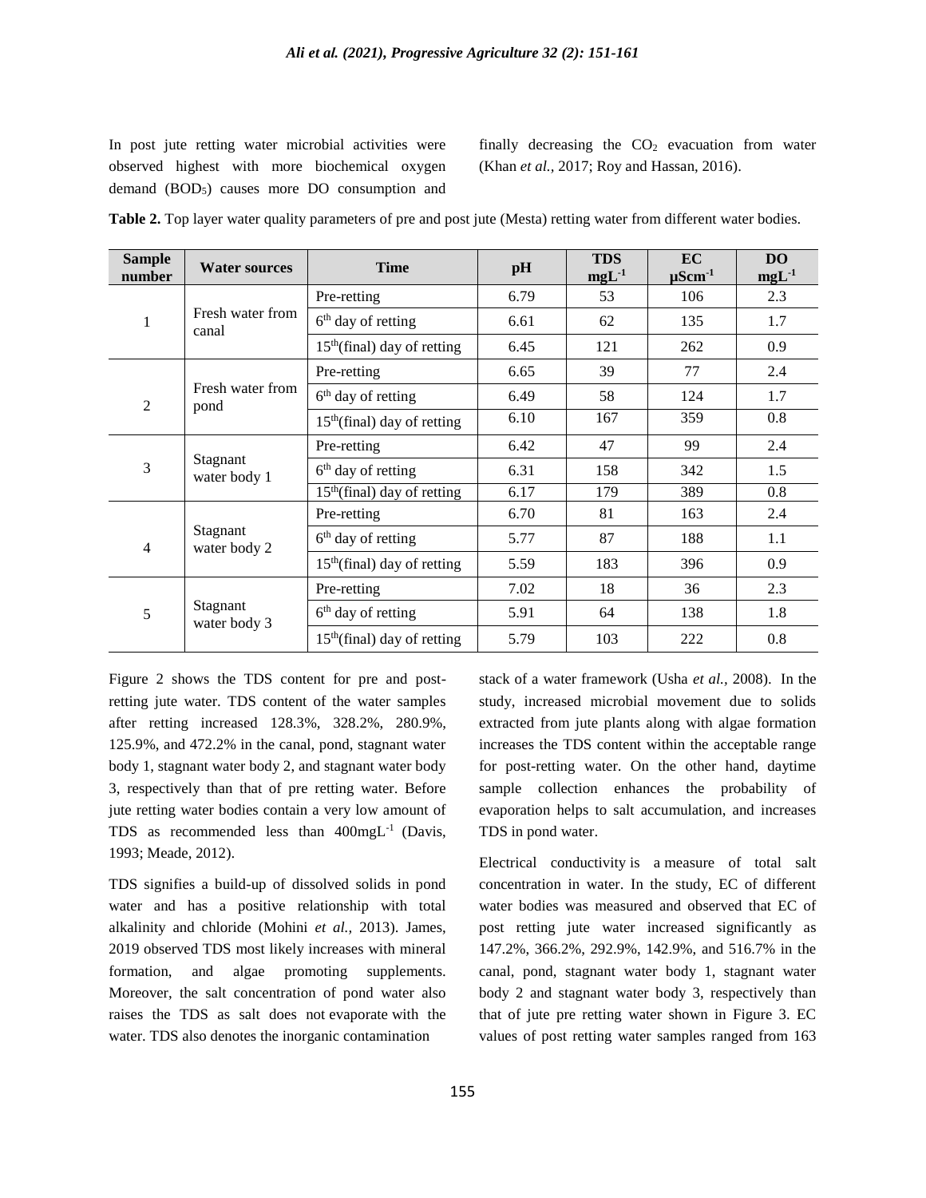In post jute retting water microbial activities were observed highest with more biochemical oxygen demand ($BOD_5$) causes more DO consumption and finally decreasing the $CO_2$ evacuation from water (Khan *et al.,* 2017; Roy and Hassan, 2016).

**Table 2.** Top layer water quality parameters of pre and post jute (Mesta) retting water from different water bodies.

| Sample number | Water sources | Time | pH | TDS $mgL^{-1}$ | EC $\mu Scm^{-1}$ | DO $mgL^{-1}$ |
|---|---|---|---|---|---|---|
| 1 | Fresh water from canal | Pre-retting | 6.79 | 53 | 106 | 2.3 |
| | | $6^{th}$ day of retting | 6.61 | 62 | 135 | 1.7 |
| | | $15^{th}$(final) day of retting | 6.45 | 121 | 262 | 0.9 |
| 2 | Fresh water from pond | Pre-retting | 6.65 | 39 | 77 | 2.4 |
| | | $6^{th}$ day of retting | 6.49 | 58 | 124 | 1.7 |
| | | $15^{th}$(final) day of retting | 6.10 | 167 | 359 | 0.8 |
| 3 | Stagnant water body 1 | Pre-retting | 6.42 | 47 | 99 | 2.4 |
| | | $6^{th}$ day of retting | 6.31 | 158 | 342 | 1.5 |
| | | $15^{th}$(final) day of retting | 6.17 | 179 | 389 | 0.8 |
| 4 | Stagnant water body 2 | Pre-retting | 6.70 | 81 | 163 | 2.4 |
| | | $6^{th}$ day of retting | 5.77 | 87 | 188 | 1.1 |
| | | $15^{th}$(final) day of retting | 5.59 | 183 | 396 | 0.9 |
| 5 | Stagnant water body 3 | Pre-retting | 7.02 | 18 | 36 | 2.3 |
| | | $6^{th}$ day of retting | 5.91 | 64 | 138 | 1.8 |
| | | $15^{th}$(final) day of retting | 5.79 | 103 | 222 | 0.8 |

Figure 2 shows the TDS content for pre and post-retting jute water. TDS content of the water samples after retting increased 128.3%, 328.2%, 280.9%, 125.9%, and 472.2% in the canal, pond, stagnant water body 1, stagnant water body 2, and stagnant water body 3, respectively than that of pre retting water. Before jute retting water bodies contain a very low amount of TDS as recommended less than $400mgL^{-1}$ (Davis, 1993; Meade, 2012).

TDS signifies a build-up of dissolved solids in pond water and has a positive relationship with total alkalinity and chloride (Mohini *et al.,* 2013). James, 2019 observed TDS most likely increases with mineral formation, and algae promoting supplements. Moreover, the salt concentration of pond water also raises the TDS as salt does not evaporate with the water. TDS also denotes the inorganic contamination stack of a water framework (Usha *et al.,* 2008). In the study, increased microbial movement due to solids extracted from jute plants along with algae formation increases the TDS content within the acceptable range for post-retting water. On the other hand, daytime sample collection enhances the probability of evaporation helps to salt accumulation, and increases TDS in pond water.

Electrical conductivity is a measure of total salt concentration in water. In the study, EC of different water bodies was measured and observed that EC of post retting jute water increased significantly as 147.2%, 366.2%, 292.9%, 142.9%, and 516.7% in the canal, pond, stagnant water body 1, stagnant water body 2 and stagnant water body 3, respectively than that of jute pre retting water shown in Figure 3. EC values of post retting water samples ranged from 163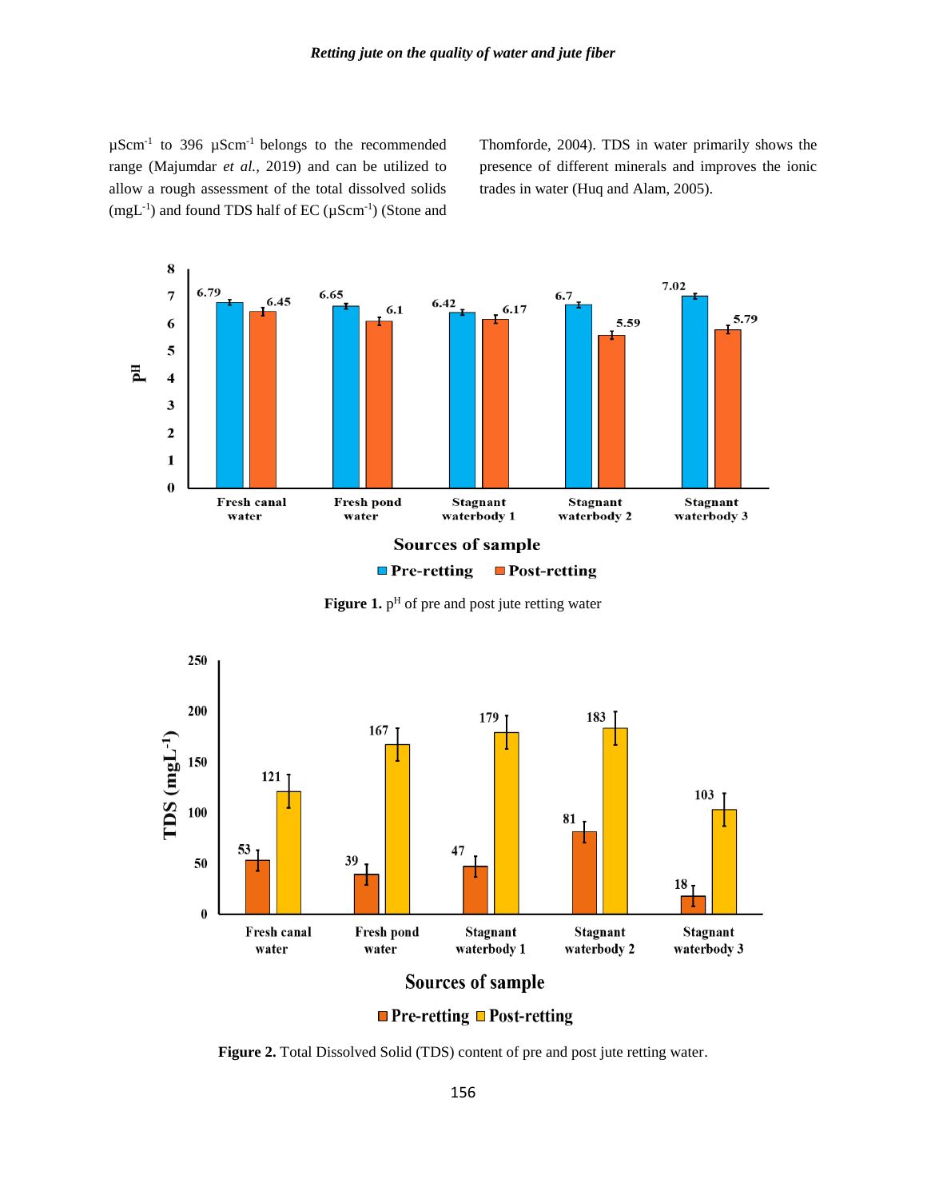μScm$^{-1}$ to 396 μScm$^{-1}$ belongs to the recommended range (Majumdar *et al.,* 2019) and can be utilized to allow a rough assessment of the total dissolved solids (mgL$^{-1}$) and found TDS half of EC (μScm$^{-1}$) (Stone and Thomforde, 2004). TDS in water primarily shows the presence of different minerals and improves the ionic trades in water (Huq and Alam, 2005).

**Figure 1.** p$^H$ of pre and post jute retting water

**Figure 2.** Total Dissolved Solid (TDS) content of pre and post jute retting water.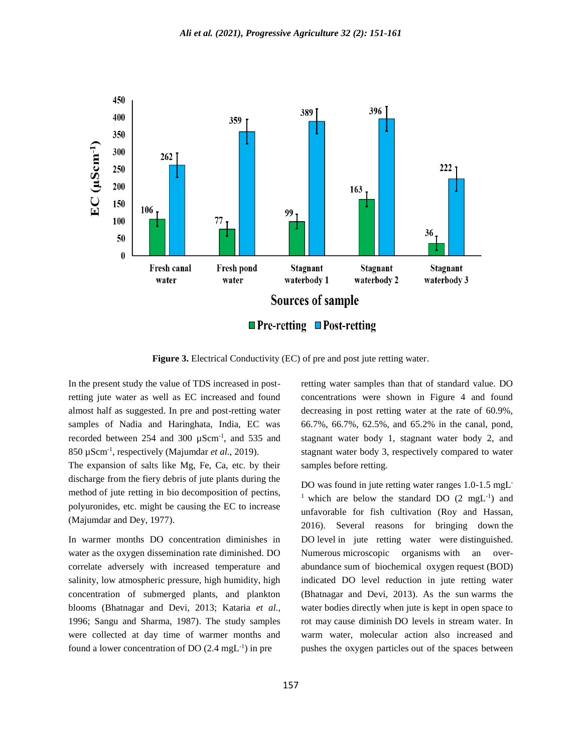**Figure 3.** Electrical Conductivity (EC) of pre and post jute retting water.

In the present study the value of TDS increased in post-retting jute water as well as EC increased and found almost half as suggested. In pre and post-retting water samples of Nadia and Haringhata, India, EC was recorded between 254 and 300 µScm$^{-1}$, and 535 and 850 µScm$^{-1}$, respectively (Majumdar *et al.*, 2019).

The expansion of salts like Mg, Fe, Ca, etc. by their discharge from the fiery debris of jute plants during the method of jute retting in bio decomposition of pectins, polyuronides, etc. might be causing the EC to increase (Majumdar and Dey, 1977).

In warmer months DO concentration diminishes in water as the oxygen dissemination rate diminished. DO correlate adversely with increased temperature and salinity, low atmospheric pressure, high humidity, high concentration of submerged plants, and plankton blooms (Bhatnagar and Devi, 2013; Kataria *et al.*, 1996; Sangu and Sharma, 1987). The study samples were collected at day time of warmer months and found a lower concentration of DO (2.4 mgL$^{-1}$) in pre retting water samples than that of standard value. DO concentrations were shown in Figure 4 and found decreasing in post retting water at the rate of 60.9%, 66.7%, 66.7%, 62.5%, and 65.2% in the canal, pond, stagnant water body 1, stagnant water body 2, and stagnant water body 3, respectively compared to water samples before retting.

DO was found in jute retting water ranges 1.0-1.5 mgL$^{-1}$ which are below the standard DO (2 mgL$^{-1}$) and unfavorable for fish cultivation (Roy and Hassan, 2016). Several reasons for bringing down the DO level in jute retting water were distinguished. Numerous microscopic organisms with an over-abundance sum of biochemical oxygen request (BOD) indicated DO level reduction in jute retting water (Bhatnagar and Devi, 2013). As the sun warms the water bodies directly when jute is kept in open space to rot may cause diminish DO levels in stream water. In warm water, molecular action also increased and pushes the oxygen particles out of the spaces between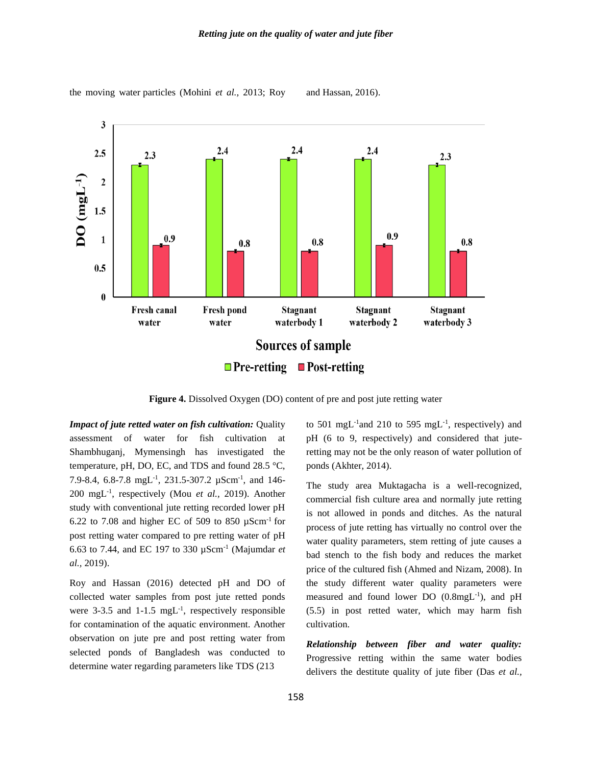the moving water particles (Mohini *et al.,* 2013; Roy and Hassan, 2016).

**Figure 4.** Dissolved Oxygen (DO) content of pre and post jute retting water

***Impact of jute retted water on fish cultivation:*** Quality assessment of water for fish cultivation at Shambhuganj, Mymensingh has investigated the temperature, pH, DO, EC, and TDS and found 28.5 °C, 7.9-8.4, 6.8-7.8 $mgL^{-1}$, 231.5-307.2 $\mu Scm^{-1}$, and 146-200 $mgL^{-1}$, respectively (Mou *et al.,* 2019). Another study with conventional jute retting recorded lower pH 6.22 to 7.08 and higher EC of 509 to 850 $\mu Scm^{-1}$ for post retting water compared to pre retting water of pH 6.63 to 7.44, and EC 197 to 330 $\mu Scm^{-1}$ (Majumdar *et al.,* 2019).

Roy and Hassan (2016) detected pH and DO of collected water samples from post jute retted ponds were 3-3.5 and 1-1.5 $mgL^{-1}$, respectively responsible for contamination of the aquatic environment. Another observation on jute pre and post retting water from selected ponds of Bangladesh was conducted to determine water regarding parameters like TDS (213 to 501 $mgL^{-1}$and 210 to 595 $mgL^{-1}$, respectively) and pH (6 to 9, respectively) and considered that jute-retting may not be the only reason of water pollution of ponds (Akhter, 2014).

The study area Muktagacha is a well-recognized, commercial fish culture area and normally jute retting is not allowed in ponds and ditches. As the natural process of jute retting has virtually no control over the water quality parameters, stem retting of jute causes a bad stench to the fish body and reduces the market price of the cultured fish (Ahmed and Nizam, 2008). In the study different water quality parameters were measured and found lower DO (0.8$mgL^{-1}$), and pH (5.5) in post retted water, which may harm fish cultivation.

***Relationship between fiber and water quality:*** Progressive retting within the same water bodies delivers the destitute quality of jute fiber (Das *et al.,*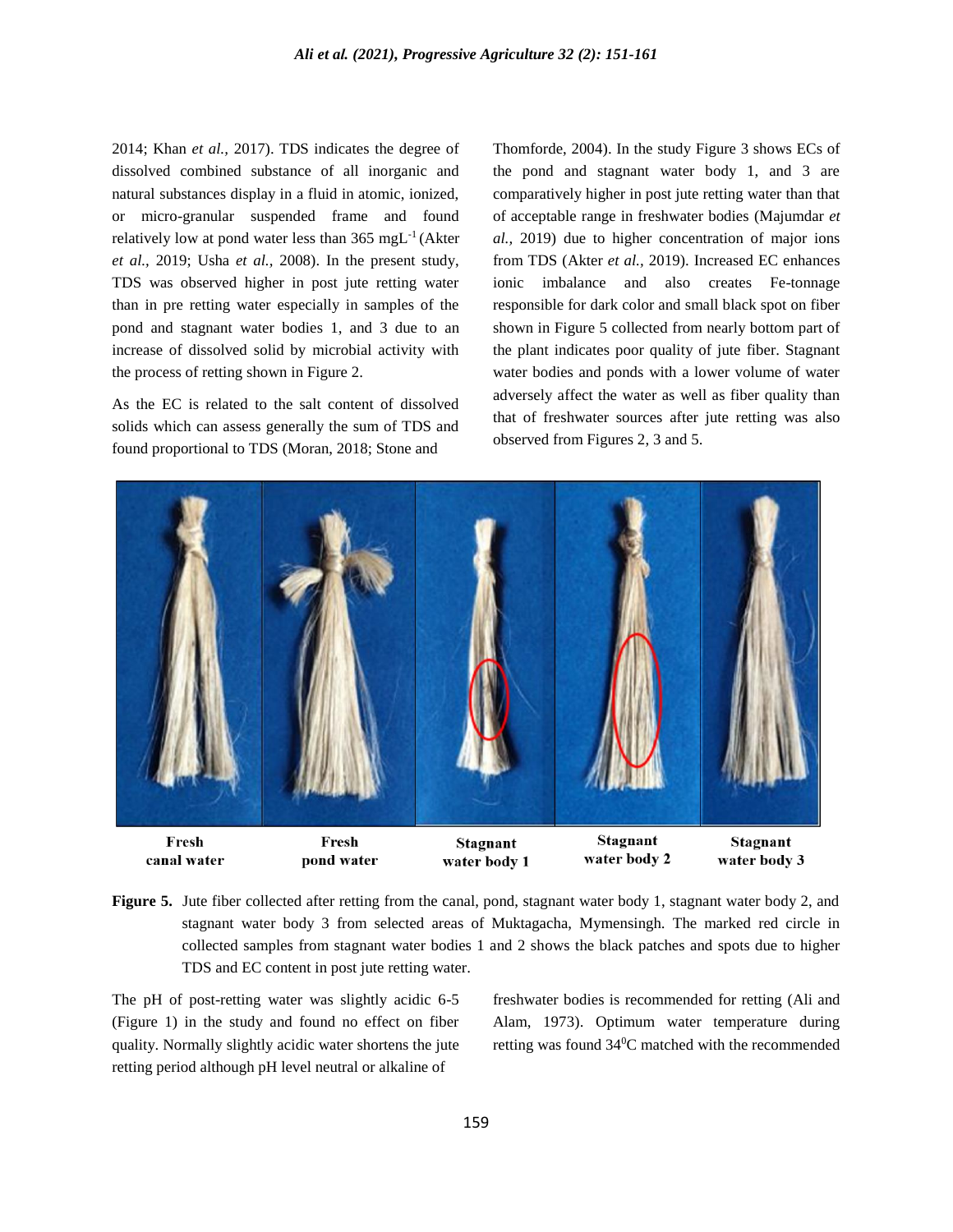2014; Khan *et al.*, 2017). TDS indicates the degree of dissolved combined substance of all inorganic and natural substances display in a fluid in atomic, ionized, or micro-granular suspended frame and found relatively low at pond water less than 365 $mgL^{-1}$ (Akter *et al.*, 2019; Usha *et al.*, 2008). In the present study, TDS was observed higher in post jute retting water than in pre retting water especially in samples of the pond and stagnant water bodies 1, and 3 due to an increase of dissolved solid by microbial activity with the process of retting shown in Figure 2.

As the EC is related to the salt content of dissolved solids which can assess generally the sum of TDS and found proportional to TDS (Moran, 2018; Stone and Thomforde, 2004). In the study Figure 3 shows ECs of the pond and stagnant water body 1, and 3 are comparatively higher in post jute retting water than that of acceptable range in freshwater bodies (Majumdar *et al.*, 2019) due to higher concentration of major ions from TDS (Akter *et al.*, 2019). Increased EC enhances ionic imbalance and also creates Fe-tonnage responsible for dark color and small black spot on fiber shown in Figure 5 collected from nearly bottom part of the plant indicates poor quality of jute fiber. Stagnant water bodies and ponds with a lower volume of water adversely affect the water as well as fiber quality than that of freshwater sources after jute retting was also observed from Figures 2, 3 and 5.

Fresh canal water | Fresh pond water | Stagnant water body 1 | Stagnant water body 2 | Stagnant water body 3

**Figure 5.** Jute fiber collected after retting from the canal, pond, stagnant water body 1, stagnant water body 2, and stagnant water body 3 from selected areas of Muktagacha, Mymensingh. The marked red circle in collected samples from stagnant water bodies 1 and 2 shows the black patches and spots due to higher TDS and EC content in post jute retting water.

The pH of post-retting water was slightly acidic 6-5 (Figure 1) in the study and found no effect on fiber quality. Normally slightly acidic water shortens the jute retting period although pH level neutral or alkaline of freshwater bodies is recommended for retting (Ali and Alam, 1973). Optimum water temperature during retting was found 34$^{0}$C matched with the recommended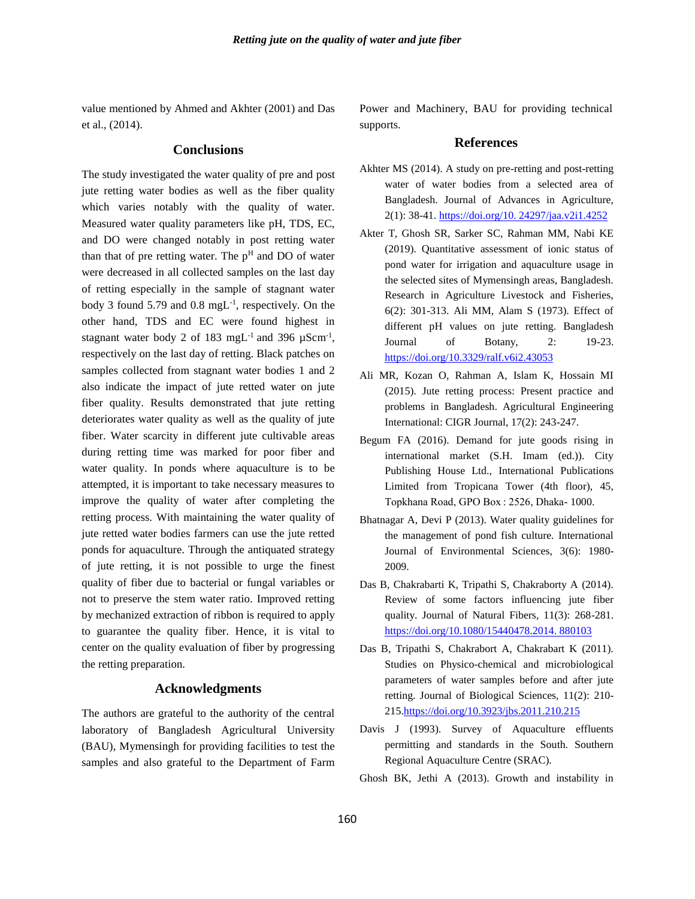value mentioned by Ahmed and Akhter (2001) and Das et al., (2014).

## Conclusions

The study investigated the water quality of pre and post jute retting water bodies as well as the fiber quality which varies notably with the quality of water. Measured water quality parameters like pH, TDS, EC, and DO were changed notably in post retting water than that of pre retting water. The $p^H$ and DO of water were decreased in all collected samples on the last day of retting especially in the sample of stagnant water body 3 found 5.79 and 0.8 $mgL^{-1}$, respectively. On the other hand, TDS and EC were found highest in stagnant water body 2 of 183 $mgL^{-1}$ and 396 $\mu Scm^{-1}$, respectively on the last day of retting. Black patches on samples collected from stagnant water bodies 1 and 2 also indicate the impact of jute retted water on jute fiber quality. Results demonstrated that jute retting deteriorates water quality as well as the quality of jute fiber. Water scarcity in different jute cultivable areas during retting time was marked for poor fiber and water quality. In ponds where aquaculture is to be attempted, it is important to take necessary measures to improve the quality of water after completing the retting process. With maintaining the water quality of jute retted water bodies farmers can use the jute retted ponds for aquaculture. Through the antiquated strategy of jute retting, it is not possible to urge the finest quality of fiber due to bacterial or fungal variables or not to preserve the stem water ratio. Improved retting by mechanized extraction of ribbon is required to apply to guarantee the quality fiber. Hence, it is vital to center on the quality evaluation of fiber by progressing the retting preparation.

## Acknowledgments

The authors are grateful to the authority of the central laboratory of Bangladesh Agricultural University (BAU), Mymensingh for providing facilities to test the samples and also grateful to the Department of Farm Power and Machinery, BAU for providing technical supports.

## References

Akhter MS (2014). A study on pre-retting and post-retting water of water bodies from a selected area of Bangladesh. Journal of Advances in Agriculture, 2(1): 38-41. https://doi.org/10. 24297/jaa.v2i1.4252

Akter T, Ghosh SR, Sarker SC, Rahman MM, Nabi KE (2019). Quantitative assessment of ionic status of pond water for irrigation and aquaculture usage in the selected sites of Mymensingh areas, Bangladesh. Research in Agriculture Livestock and Fisheries, 6(2): 301-313. Ali MM, Alam S (1973). Effect of different pH values on jute retting. Bangladesh Journal of Botany, 2: 19-23. https://doi.org/10.3329/ralf.v6i2.43053

Ali MR, Kozan O, Rahman A, Islam K, Hossain MI (2015). Jute retting process: Present practice and problems in Bangladesh. Agricultural Engineering International: CIGR Journal, 17(2): 243-247.

Begum FA (2016). Demand for jute goods rising in international market (S.H. Imam (ed.)). City Publishing House Ltd., International Publications Limited from Tropicana Tower (4th floor), 45, Topkhana Road, GPO Box : 2526, Dhaka- 1000.

Bhatnagar A, Devi P (2013). Water quality guidelines for the management of pond fish culture. International Journal of Environmental Sciences, 3(6): 1980-2009.

Das B, Chakrabarti K, Tripathi S, Chakraborty A (2014). Review of some factors influencing jute fiber quality. Journal of Natural Fibers, 11(3): 268-281. https://doi.org/10.1080/15440478.2014. 880103

Das B, Tripathi S, Chakrabort A, Chakrabart K (2011). Studies on Physico-chemical and microbiological parameters of water samples before and after jute retting. Journal of Biological Sciences, 11(2): 210-215.https://doi.org/10.3923/jbs.2011.210.215

Davis J (1993). Survey of Aquaculture effluents permitting and standards in the South. Southern Regional Aquaculture Centre (SRAC).

Ghosh BK, Jethi A (2013). Growth and instability in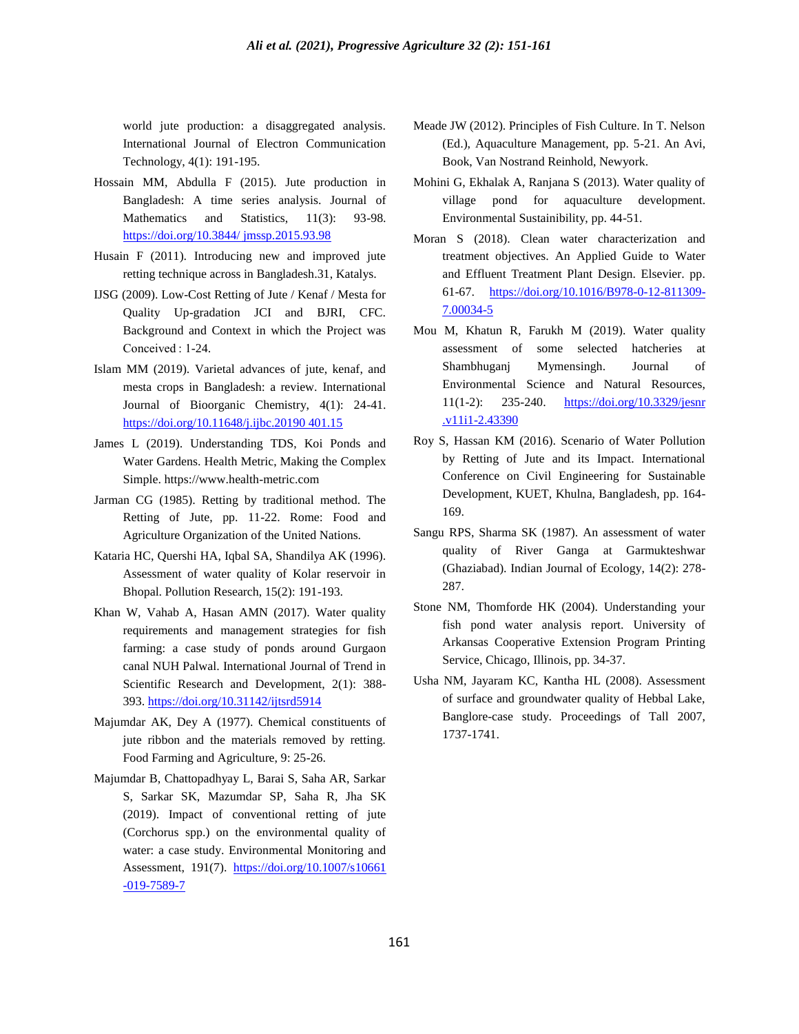world jute production: a disaggregated analysis. International Journal of Electron Communication Technology, 4(1): 191-195.

Hossain MM, Abdulla F (2015). Jute production in Bangladesh: A time series analysis. Journal of Mathematics and Statistics, 11(3): 93-98. https://doi.org/10.3844/ jmssp.2015.93.98

Husain F (2011). Introducing new and improved jute retting technique across in Bangladesh.31, Katalys.

IJSG (2009). Low-Cost Retting of Jute / Kenaf / Mesta for Quality Up-gradation JCI and BJRI, CFC. Background and Context in which the Project was Conceived : 1-24.

Islam MM (2019). Varietal advances of jute, kenaf, and mesta crops in Bangladesh: a review. International Journal of Bioorganic Chemistry, 4(1): 24-41. https://doi.org/10.11648/j.ijbc.20190 401.15

James L (2019). Understanding TDS, Koi Ponds and Water Gardens. Health Metric, Making the Complex Simple. https://www.health-metric.com

Jarman CG (1985). Retting by traditional method. The Retting of Jute, pp. 11-22. Rome: Food and Agriculture Organization of the United Nations.

Kataria HC, Quershi HA, Iqbal SA, Shandilya AK (1996). Assessment of water quality of Kolar reservoir in Bhopal. Pollution Research, 15(2): 191-193.

Khan W, Vahab A, Hasan AMN (2017). Water quality requirements and management strategies for fish farming: a case study of ponds around Gurgaon canal NUH Palwal. International Journal of Trend in Scientific Research and Development, 2(1): 388-393. https://doi.org/10.31142/ijtsrd5914

Majumdar AK, Dey A (1977). Chemical constituents of jute ribbon and the materials removed by retting. Food Farming and Agriculture, 9: 25-26.

Majumdar B, Chattopadhyay L, Barai S, Saha AR, Sarkar S, Sarkar SK, Mazumdar SP, Saha R, Jha SK (2019). Impact of conventional retting of jute (Corchorus spp.) on the environmental quality of water: a case study. Environmental Monitoring and Assessment, 191(7). https://doi.org/10.1007/s10661-019-7589-7

Meade JW (2012). Principles of Fish Culture. In T. Nelson (Ed.), Aquaculture Management, pp. 5-21. An Avi, Book, Van Nostrand Reinhold, Newyork.

Mohini G, Ekhalak A, Ranjana S (2013). Water quality of village pond for aquaculture development. Environmental Sustainibility, pp. 44-51.

Moran S (2018). Clean water characterization and treatment objectives. An Applied Guide to Water and Effluent Treatment Plant Design. Elsevier. pp. 61-67. https://doi.org/10.1016/B978-0-12-811309-7.00034-5

Mou M, Khatun R, Farukh M (2019). Water quality assessment of some selected hatcheries at Shambhuganj Mymensingh. Journal of Environmental Science and Natural Resources, 11(1-2): 235-240. https://doi.org/10.3329/jesnr.v11i1-2.43390

Roy S, Hassan KM (2016). Scenario of Water Pollution by Retting of Jute and its Impact. International Conference on Civil Engineering for Sustainable Development, KUET, Khulna, Bangladesh, pp. 164-169.

Sangu RPS, Sharma SK (1987). An assessment of water quality of River Ganga at Garmukteshwar (Ghaziabad). Indian Journal of Ecology, 14(2): 278-287.

Stone NM, Thomforde HK (2004). Understanding your fish pond water analysis report. University of Arkansas Cooperative Extension Program Printing Service, Chicago, Illinois, pp. 34-37.

Usha NM, Jayaram KC, Kantha HL (2008). Assessment of surface and groundwater quality of Hebbal Lake, Banglore-case study. Proceedings of Tall 2007, 1737-1741.